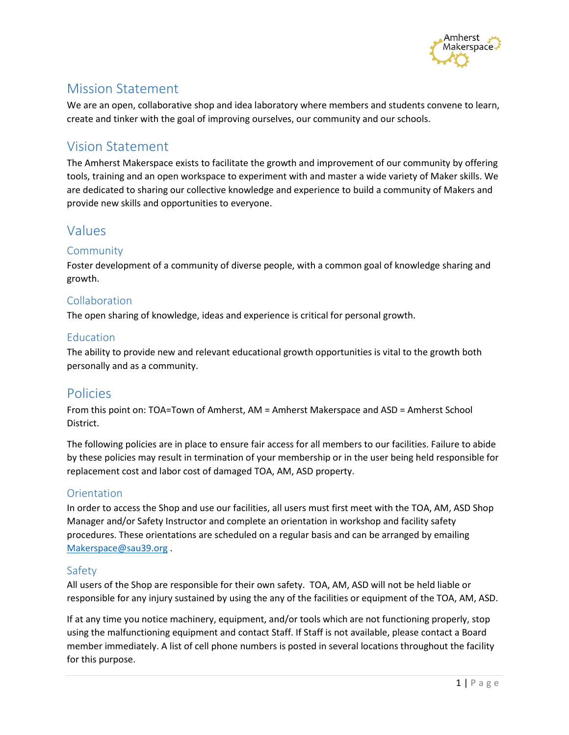## Mission Statement

We are an open, collaborative shop and idea laboratory where members and students convene to learn, create and tinker with the goal of improving ourselves, our community and our schools.

## Vision Statement

The Amherst Makerspace exists to facilitate the growth and improvement of our community by offering tools, training and an open workspace to experiment with and master a wide variety of Maker skills. We are dedicated to sharing our collective knowledge and experience to build a community of Makers and provide new skills and opportunities to everyone.

## Values

### Community

Foster development of a community of diverse people, with a common goal of knowledge sharing and growth.

### Collaboration

The open sharing of knowledge, ideas and experience is critical for personal growth.

### Education

The ability to provide new and relevant educational growth opportunities is vital to the growth both personally and as a community.

## Policies

From this point on: TOA=Town of Amherst, AM = Amherst Makerspace and ASD = Amherst School District.

The following policies are in place to ensure fair access for all members to our facilities. Failure to abide by these policies may result in termination of your membership or in the user being held responsible for replacement cost and labor cost of damaged TOA, AM, ASD property.

### Orientation

In order to access the Shop and use our facilities, all users must first meet with the TOA, AM, ASD Shop Manager and/or Safety Instructor and complete an orientation in workshop and facility safety procedures. These orientations are scheduled on a regular basis and can be arranged by emailing Makerspace@sau39.org .

### Safety

All users of the Shop are responsible for their own safety. TOA, AM, ASD will not be held liable or responsible for any injury sustained by using the any of the facilities or equipment of the TOA, AM, ASD.

If at any time you notice machinery, equipment, and/or tools which are not functioning properly, stop using the malfunctioning equipment and contact Staff. If Staff is not available, please contact a Board member immediately. A list of cell phone numbers is posted in several locations throughout the facility for this purpose.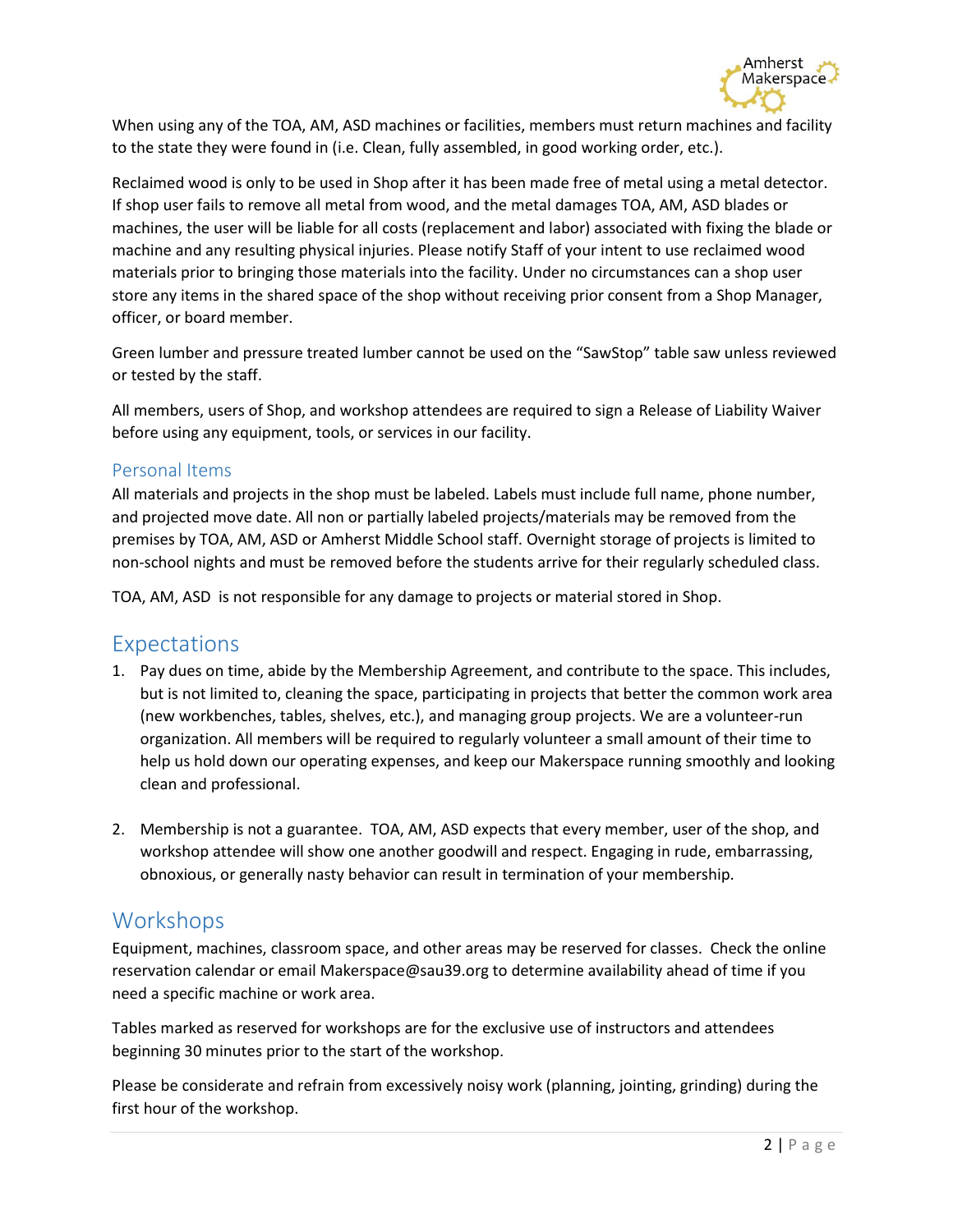When using any of the TOA, AM, ASD machines or facilities, members must return machines and facility to the state they were found in (i.e. Clean, fully assembled, in good working order, etc.).

Reclaimed wood is only to be used in Shop after it has been made free of metal using a metal detector. If shop user fails to remove all metal from wood, and the metal damages TOA, AM, ASD blades or machines, the user will be liable for all costs (replacement and labor) associated with fixing the blade or machine and any resulting physical injuries. Please notify Staff of your intent to use reclaimed wood materials prior to bringing those materials into the facility. Under no circumstances can a shop user store any items in the shared space of the shop without receiving prior consent from a Shop Manager, officer, or board member.

Green lumber and pressure treated lumber cannot be used on the "SawStop" table saw unless reviewed or tested by the staff.

All members, users of Shop, and workshop attendees are required to sign a Release of Liability Waiver before using any equipment, tools, or services in our facility.

### Personal Items

All materials and projects in the shop must be labeled. Labels must include full name, phone number, and projected move date. All non or partially labeled projects/materials may be removed from the premises by TOA, AM, ASD or Amherst Middle School staff. Overnight storage of projects is limited to non-school nights and must be removed before the students arrive for their regularly scheduled class.

TOA, AM, ASD is not responsible for any damage to projects or material stored in Shop.

## Expectations

1. Pay dues on time, abide by the Membership Agreement, and contribute to the space. This includes, but is not limited to, cleaning the space, participating in projects that better the common work area (new workbenches, tables, shelves, etc.), and managing group projects. We are a volunteer-run organization. All members will be required to regularly volunteer a small amount of their time to help us hold down our operating expenses, and keep our Makerspace running smoothly and looking clean and professional.

2. Membership is not a guarantee. TOA, AM, ASD expects that every member, user of the shop, and workshop attendee will show one another goodwill and respect. Engaging in rude, embarrassing, obnoxious, or generally nasty behavior can result in termination of your membership.

## Workshops

Equipment, machines, classroom space, and other areas may be reserved for classes. Check the online reservation calendar or email Makerspace@sau39.org to determine availability ahead of time if you need a specific machine or work area.

Tables marked as reserved for workshops are for the exclusive use of instructors and attendees beginning 30 minutes prior to the start of the workshop.

Please be considerate and refrain from excessively noisy work (planning, jointing, grinding) during the first hour of the workshop.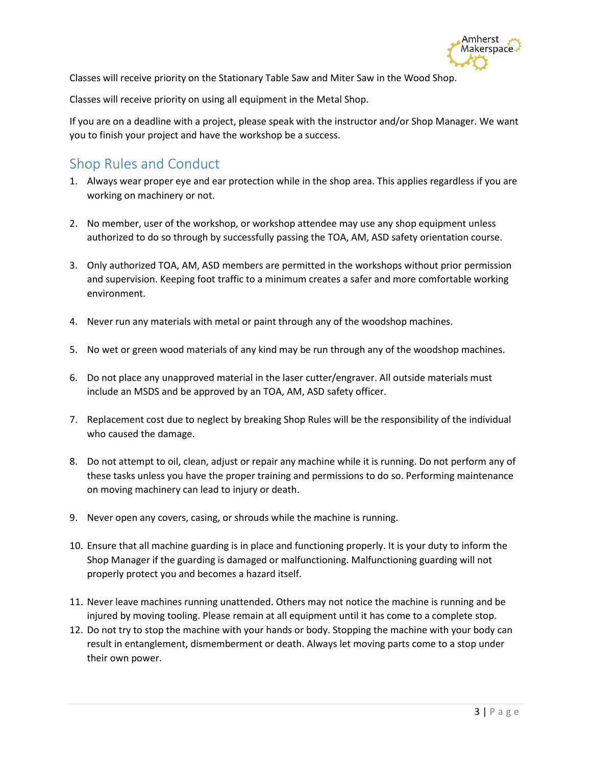Classes will receive priority on the Stationary Table Saw and Miter Saw in the Wood Shop.

Classes will receive priority on using all equipment in the Metal Shop.

If you are on a deadline with a project, please speak with the instructor and/or Shop Manager. We want you to finish your project and have the workshop be a success.

## Shop Rules and Conduct

1. Always wear proper eye and ear protection while in the shop area. This applies regardless if you are working on machinery or not.

2. No member, user of the workshop, or workshop attendee may use any shop equipment unless authorized to do so through by successfully passing the TOA, AM, ASD safety orientation course.

3. Only authorized TOA, AM, ASD members are permitted in the workshops without prior permission and supervision. Keeping foot traffic to a minimum creates a safer and more comfortable working environment.

4. Never run any materials with metal or paint through any of the woodshop machines.

5. No wet or green wood materials of any kind may be run through any of the woodshop machines.

6. Do not place any unapproved material in the laser cutter/engraver. All outside materials must include an MSDS and be approved by an TOA, AM, ASD safety officer.

7. Replacement cost due to neglect by breaking Shop Rules will be the responsibility of the individual who caused the damage.

8. Do not attempt to oil, clean, adjust or repair any machine while it is running. Do not perform any of these tasks unless you have the proper training and permissions to do so. Performing maintenance on moving machinery can lead to injury or death.

9. Never open any covers, casing, or shrouds while the machine is running.

10. Ensure that all machine guarding is in place and functioning properly. It is your duty to inform the Shop Manager if the guarding is damaged or malfunctioning. Malfunctioning guarding will not properly protect you and becomes a hazard itself.

11. Never leave machines running unattended. Others may not notice the machine is running and be injured by moving tooling. Please remain at all equipment until it has come to a complete stop.
12. Do not try to stop the machine with your hands or body. Stopping the machine with your body can result in entanglement, dismemberment or death. Always let moving parts come to a stop under their own power.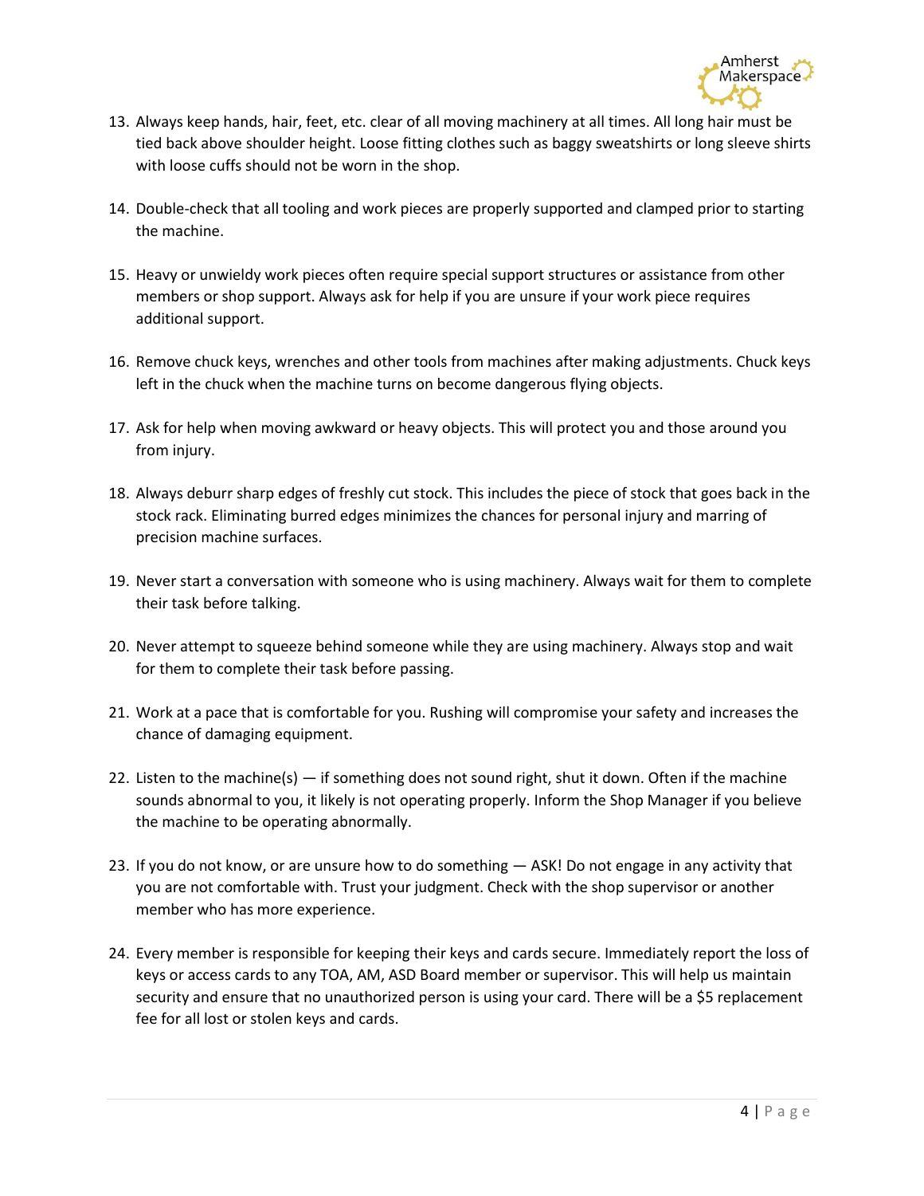13. Always keep hands, hair, feet, etc. clear of all moving machinery at all times. All long hair must be tied back above shoulder height. Loose fitting clothes such as baggy sweatshirts or long sleeve shirts with loose cuffs should not be worn in the shop.

14. Double-check that all tooling and work pieces are properly supported and clamped prior to starting the machine.

15. Heavy or unwieldy work pieces often require special support structures or assistance from other members or shop support. Always ask for help if you are unsure if your work piece requires additional support.

16. Remove chuck keys, wrenches and other tools from machines after making adjustments. Chuck keys left in the chuck when the machine turns on become dangerous flying objects.

17. Ask for help when moving awkward or heavy objects. This will protect you and those around you from injury.

18. Always deburr sharp edges of freshly cut stock. This includes the piece of stock that goes back in the stock rack. Eliminating burred edges minimizes the chances for personal injury and marring of precision machine surfaces.

19. Never start a conversation with someone who is using machinery. Always wait for them to complete their task before talking.

20. Never attempt to squeeze behind someone while they are using machinery. Always stop and wait for them to complete their task before passing.

21. Work at a pace that is comfortable for you. Rushing will compromise your safety and increases the chance of damaging equipment.

22. Listen to the machine(s) — if something does not sound right, shut it down. Often if the machine sounds abnormal to you, it likely is not operating properly. Inform the Shop Manager if you believe the machine to be operating abnormally.

23. If you do not know, or are unsure how to do something — ASK! Do not engage in any activity that you are not comfortable with. Trust your judgment. Check with the shop supervisor or another member who has more experience.

24. Every member is responsible for keeping their keys and cards secure. Immediately report the loss of keys or access cards to any TOA, AM, ASD Board member or supervisor. This will help us maintain security and ensure that no unauthorized person is using your card. There will be a $5 replacement fee for all lost or stolen keys and cards.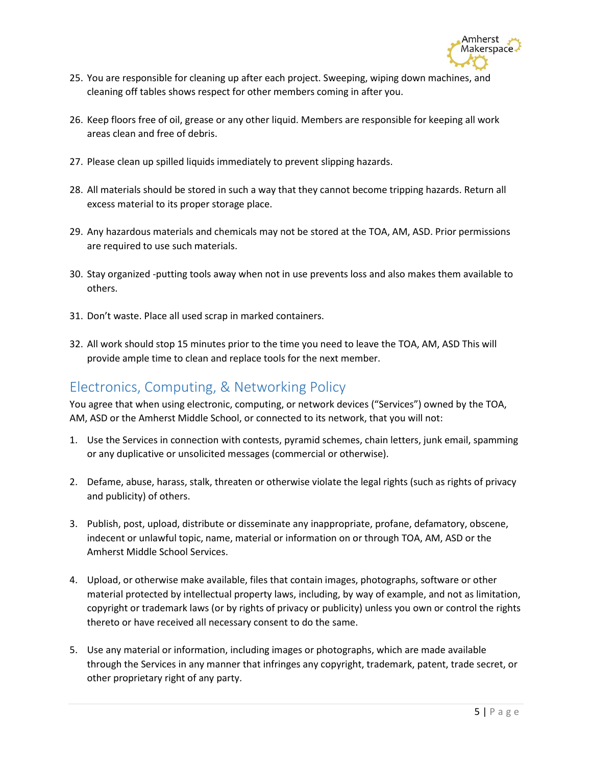25. You are responsible for cleaning up after each project. Sweeping, wiping down machines, and cleaning off tables shows respect for other members coming in after you.

26. Keep floors free of oil, grease or any other liquid. Members are responsible for keeping all work areas clean and free of debris.

27. Please clean up spilled liquids immediately to prevent slipping hazards.

28. All materials should be stored in such a way that they cannot become tripping hazards. Return all excess material to its proper storage place.

29. Any hazardous materials and chemicals may not be stored at the TOA, AM, ASD. Prior permissions are required to use such materials.

30. Stay organized -putting tools away when not in use prevents loss and also makes them available to others.

31. Don't waste. Place all used scrap in marked containers.

32. All work should stop 15 minutes prior to the time you need to leave the TOA, AM, ASD This will provide ample time to clean and replace tools for the next member.

## Electronics, Computing, & Networking Policy

You agree that when using electronic, computing, or network devices ("Services") owned by the TOA, AM, ASD or the Amherst Middle School, or connected to its network, that you will not:

1. Use the Services in connection with contests, pyramid schemes, chain letters, junk email, spamming or any duplicative or unsolicited messages (commercial or otherwise).

2. Defame, abuse, harass, stalk, threaten or otherwise violate the legal rights (such as rights of privacy and publicity) of others.

3. Publish, post, upload, distribute or disseminate any inappropriate, profane, defamatory, obscene, indecent or unlawful topic, name, material or information on or through TOA, AM, ASD or the Amherst Middle School Services.

4. Upload, or otherwise make available, files that contain images, photographs, software or other material protected by intellectual property laws, including, by way of example, and not as limitation, copyright or trademark laws (or by rights of privacy or publicity) unless you own or control the rights thereto or have received all necessary consent to do the same.

5. Use any material or information, including images or photographs, which are made available through the Services in any manner that infringes any copyright, trademark, patent, trade secret, or other proprietary right of any party.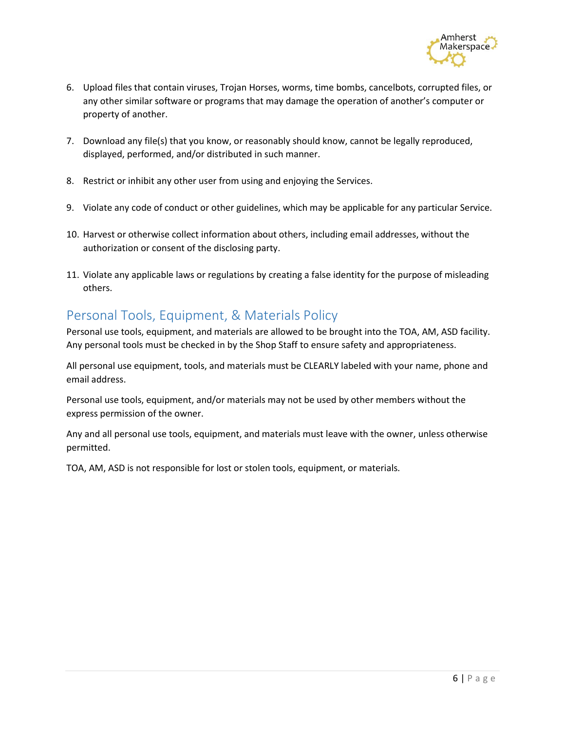6. Upload files that contain viruses, Trojan Horses, worms, time bombs, cancelbots, corrupted files, or any other similar software or programs that may damage the operation of another's computer or property of another.

7. Download any file(s) that you know, or reasonably should know, cannot be legally reproduced, displayed, performed, and/or distributed in such manner.

8. Restrict or inhibit any other user from using and enjoying the Services.

9. Violate any code of conduct or other guidelines, which may be applicable for any particular Service.

10. Harvest or otherwise collect information about others, including email addresses, without the authorization or consent of the disclosing party.

11. Violate any applicable laws or regulations by creating a false identity for the purpose of misleading others.

## Personal Tools, Equipment, & Materials Policy

Personal use tools, equipment, and materials are allowed to be brought into the TOA, AM, ASD facility. Any personal tools must be checked in by the Shop Staff to ensure safety and appropriateness.

All personal use equipment, tools, and materials must be CLEARLY labeled with your name, phone and email address.

Personal use tools, equipment, and/or materials may not be used by other members without the express permission of the owner.

Any and all personal use tools, equipment, and materials must leave with the owner, unless otherwise permitted.

TOA, AM, ASD is not responsible for lost or stolen tools, equipment, or materials.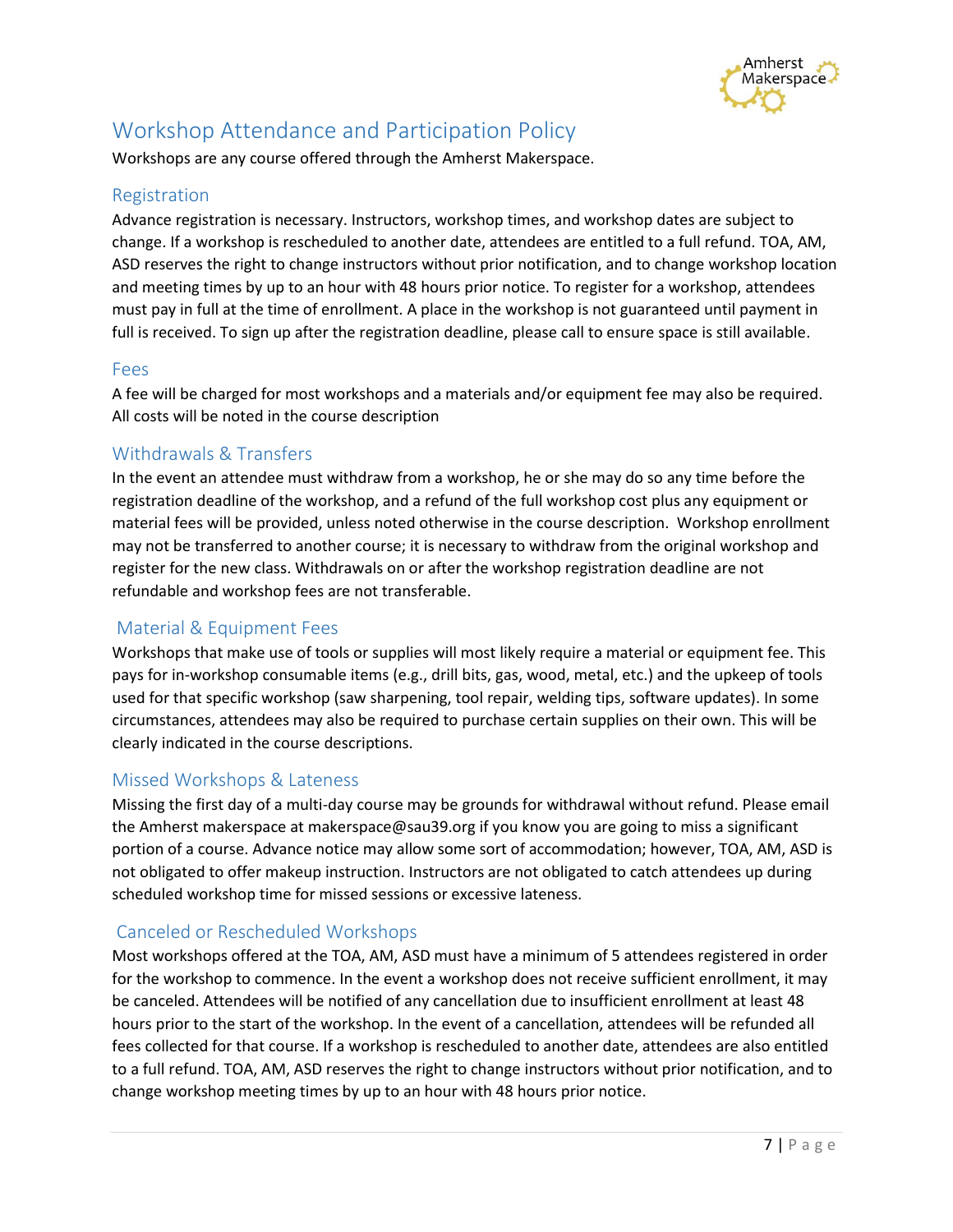# Workshop Attendance and Participation Policy

Workshops are any course offered through the Amherst Makerspace.

## Registration

Advance registration is necessary. Instructors, workshop times, and workshop dates are subject to change. If a workshop is rescheduled to another date, attendees are entitled to a full refund. TOA, AM, ASD reserves the right to change instructors without prior notification, and to change workshop location and meeting times by up to an hour with 48 hours prior notice. To register for a workshop, attendees must pay in full at the time of enrollment. A place in the workshop is not guaranteed until payment in full is received. To sign up after the registration deadline, please call to ensure space is still available.

## Fees

A fee will be charged for most workshops and a materials and/or equipment fee may also be required. All costs will be noted in the course description

## Withdrawals & Transfers

In the event an attendee must withdraw from a workshop, he or she may do so any time before the registration deadline of the workshop, and a refund of the full workshop cost plus any equipment or material fees will be provided, unless noted otherwise in the course description. Workshop enrollment may not be transferred to another course; it is necessary to withdraw from the original workshop and register for the new class. Withdrawals on or after the workshop registration deadline are not refundable and workshop fees are not transferable.

## Material & Equipment Fees

Workshops that make use of tools or supplies will most likely require a material or equipment fee. This pays for in-workshop consumable items (e.g., drill bits, gas, wood, metal, etc.) and the upkeep of tools used for that specific workshop (saw sharpening, tool repair, welding tips, software updates). In some circumstances, attendees may also be required to purchase certain supplies on their own. This will be clearly indicated in the course descriptions.

## Missed Workshops & Lateness

Missing the first day of a multi-day course may be grounds for withdrawal without refund. Please email the Amherst makerspace at makerspace@sau39.org if you know you are going to miss a significant portion of a course. Advance notice may allow some sort of accommodation; however, TOA, AM, ASD is not obligated to offer makeup instruction. Instructors are not obligated to catch attendees up during scheduled workshop time for missed sessions or excessive lateness.

## Canceled or Rescheduled Workshops

Most workshops offered at the TOA, AM, ASD must have a minimum of 5 attendees registered in order for the workshop to commence. In the event a workshop does not receive sufficient enrollment, it may be canceled. Attendees will be notified of any cancellation due to insufficient enrollment at least 48 hours prior to the start of the workshop. In the event of a cancellation, attendees will be refunded all fees collected for that course. If a workshop is rescheduled to another date, attendees are also entitled to a full refund. TOA, AM, ASD reserves the right to change instructors without prior notification, and to change workshop meeting times by up to an hour with 48 hours prior notice.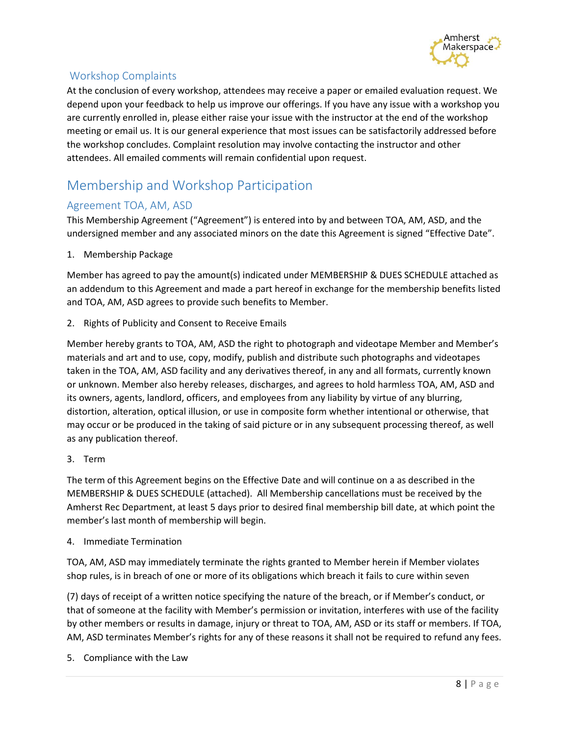### Workshop Complaints

At the conclusion of every workshop, attendees may receive a paper or emailed evaluation request. We depend upon your feedback to help us improve our offerings. If you have any issue with a workshop you are currently enrolled in, please either raise your issue with the instructor at the end of the workshop meeting or email us. It is our general experience that most issues can be satisfactorily addressed before the workshop concludes. Complaint resolution may involve contacting the instructor and other attendees. All emailed comments will remain confidential upon request.

## Membership and Workshop Participation

### Agreement TOA, AM, ASD

This Membership Agreement ("Agreement") is entered into by and between TOA, AM, ASD, and the undersigned member and any associated minors on the date this Agreement is signed "Effective Date".

1. Membership Package

Member has agreed to pay the amount(s) indicated under MEMBERSHIP & DUES SCHEDULE attached as an addendum to this Agreement and made a part hereof in exchange for the membership benefits listed and TOA, AM, ASD agrees to provide such benefits to Member.

2. Rights of Publicity and Consent to Receive Emails

Member hereby grants to TOA, AM, ASD the right to photograph and videotape Member and Member's materials and art and to use, copy, modify, publish and distribute such photographs and videotapes taken in the TOA, AM, ASD facility and any derivatives thereof, in any and all formats, currently known or unknown. Member also hereby releases, discharges, and agrees to hold harmless TOA, AM, ASD and its owners, agents, landlord, officers, and employees from any liability by virtue of any blurring, distortion, alteration, optical illusion, or use in composite form whether intentional or otherwise, that may occur or be produced in the taking of said picture or in any subsequent processing thereof, as well as any publication thereof.

3. Term

The term of this Agreement begins on the Effective Date and will continue on a as described in the MEMBERSHIP & DUES SCHEDULE (attached). All Membership cancellations must be received by the Amherst Rec Department, at least 5 days prior to desired final membership bill date, at which point the member's last month of membership will begin.

4. Immediate Termination

TOA, AM, ASD may immediately terminate the rights granted to Member herein if Member violates shop rules, is in breach of one or more of its obligations which breach it fails to cure within seven (7) days of receipt of a written notice specifying the nature of the breach, or if Member's conduct, or that of someone at the facility with Member's permission or invitation, interferes with use of the facility by other members or results in damage, injury or threat to TOA, AM, ASD or its staff or members. If TOA, AM, ASD terminates Member's rights for any of these reasons it shall not be required to refund any fees.

5. Compliance with the Law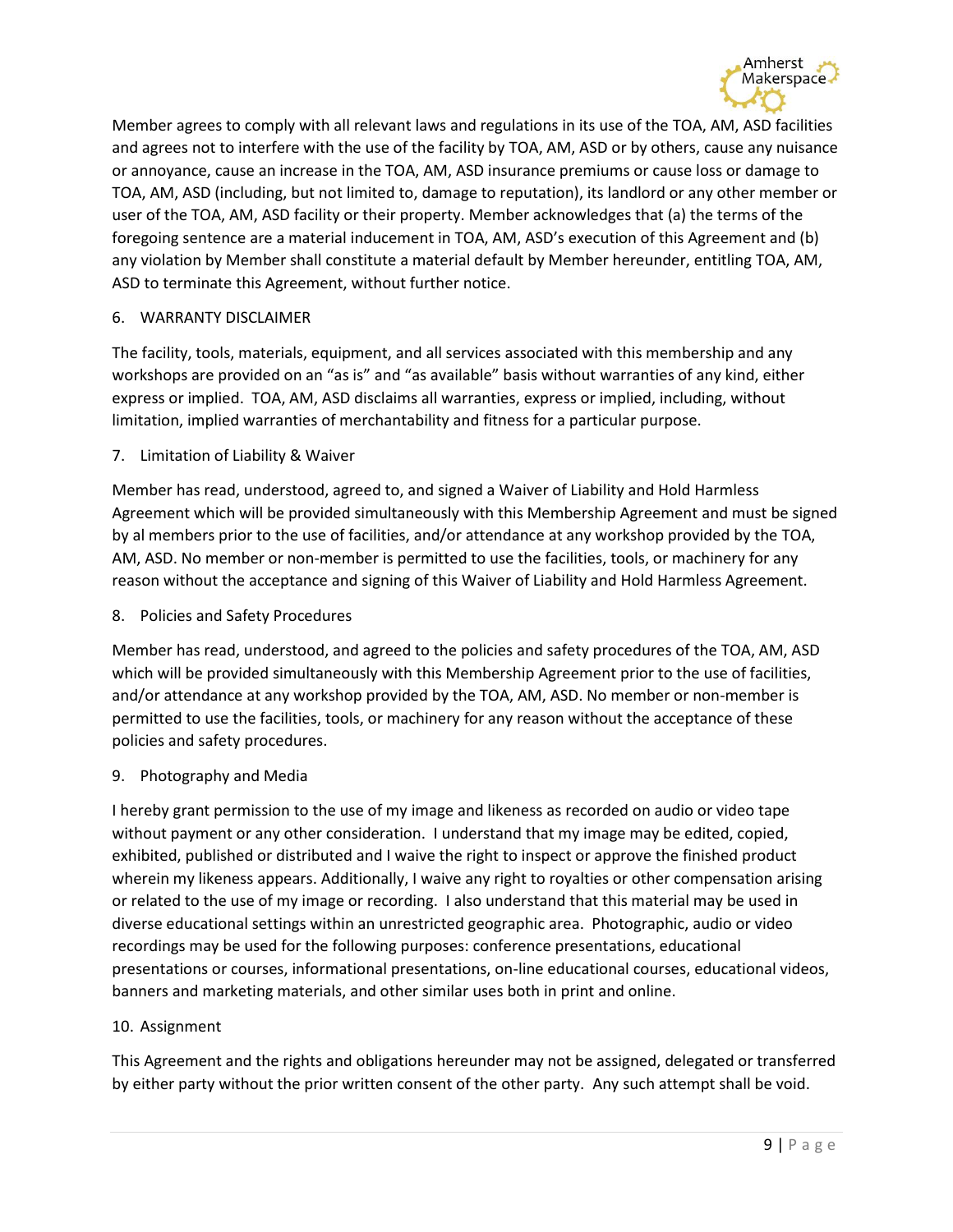Member agrees to comply with all relevant laws and regulations in its use of the TOA, AM, ASD facilities and agrees not to interfere with the use of the facility by TOA, AM, ASD or by others, cause any nuisance or annoyance, cause an increase in the TOA, AM, ASD insurance premiums or cause loss or damage to TOA, AM, ASD (including, but not limited to, damage to reputation), its landlord or any other member or user of the TOA, AM, ASD facility or their property. Member acknowledges that (a) the terms of the foregoing sentence are a material inducement in TOA, AM, ASD's execution of this Agreement and (b) any violation by Member shall constitute a material default by Member hereunder, entitling TOA, AM, ASD to terminate this Agreement, without further notice.

6. WARRANTY DISCLAIMER

The facility, tools, materials, equipment, and all services associated with this membership and any workshops are provided on an "as is" and "as available" basis without warranties of any kind, either express or implied. TOA, AM, ASD disclaims all warranties, express or implied, including, without limitation, implied warranties of merchantability and fitness for a particular purpose.

7. Limitation of Liability & Waiver

Member has read, understood, agreed to, and signed a Waiver of Liability and Hold Harmless Agreement which will be provided simultaneously with this Membership Agreement and must be signed by al members prior to the use of facilities, and/or attendance at any workshop provided by the TOA, AM, ASD. No member or non-member is permitted to use the facilities, tools, or machinery for any reason without the acceptance and signing of this Waiver of Liability and Hold Harmless Agreement.

8. Policies and Safety Procedures

Member has read, understood, and agreed to the policies and safety procedures of the TOA, AM, ASD which will be provided simultaneously with this Membership Agreement prior to the use of facilities, and/or attendance at any workshop provided by the TOA, AM, ASD. No member or non-member is permitted to use the facilities, tools, or machinery for any reason without the acceptance of these policies and safety procedures.

9. Photography and Media

I hereby grant permission to the use of my image and likeness as recorded on audio or video tape without payment or any other consideration. I understand that my image may be edited, copied, exhibited, published or distributed and I waive the right to inspect or approve the finished product wherein my likeness appears. Additionally, I waive any right to royalties or other compensation arising or related to the use of my image or recording. I also understand that this material may be used in diverse educational settings within an unrestricted geographic area. Photographic, audio or video recordings may be used for the following purposes: conference presentations, educational presentations or courses, informational presentations, on-line educational courses, educational videos, banners and marketing materials, and other similar uses both in print and online.

10. Assignment

This Agreement and the rights and obligations hereunder may not be assigned, delegated or transferred by either party without the prior written consent of the other party. Any such attempt shall be void.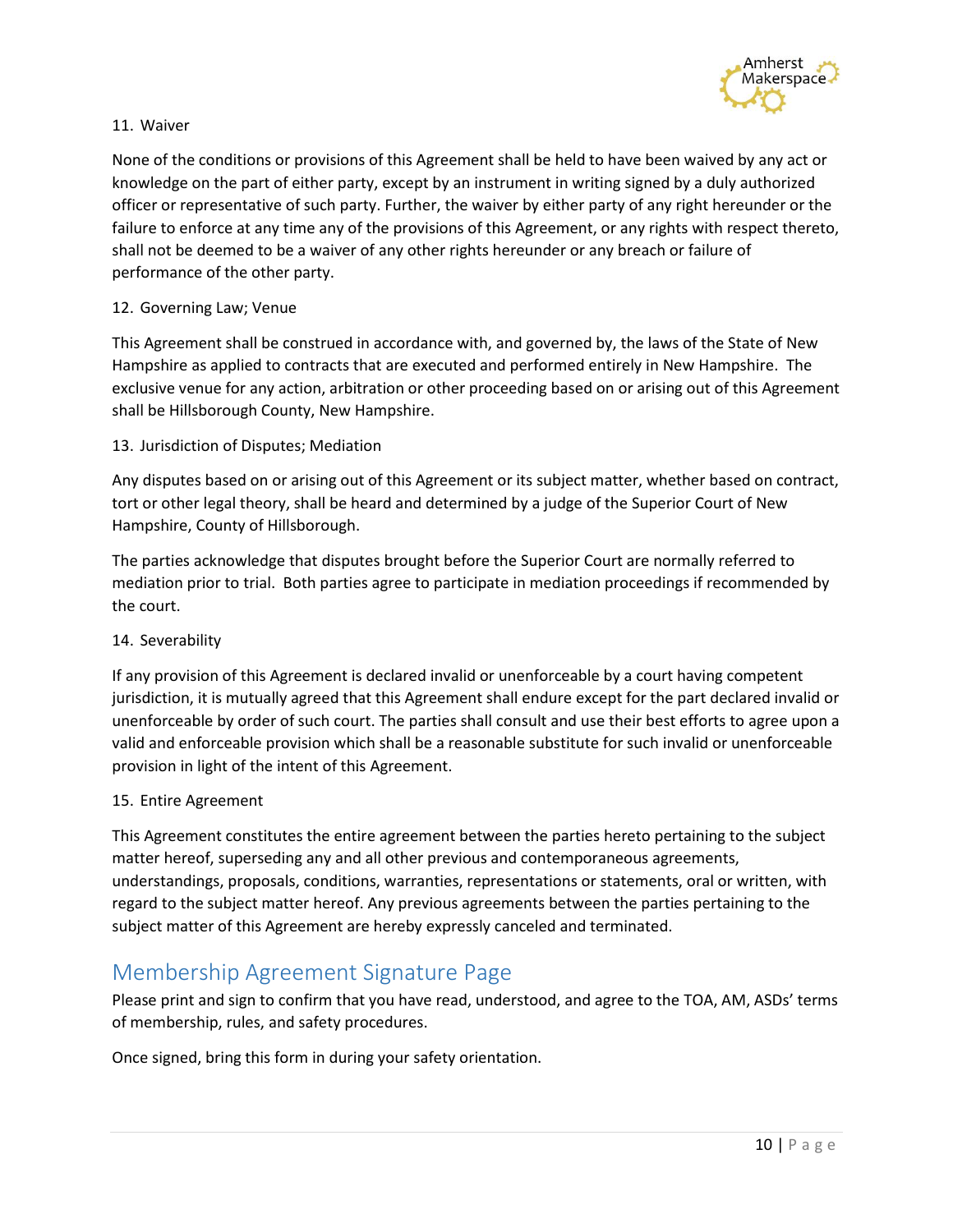11. Waiver

None of the conditions or provisions of this Agreement shall be held to have been waived by any act or knowledge on the part of either party, except by an instrument in writing signed by a duly authorized officer or representative of such party. Further, the waiver by either party of any right hereunder or the failure to enforce at any time any of the provisions of this Agreement, or any rights with respect thereto, shall not be deemed to be a waiver of any other rights hereunder or any breach or failure of performance of the other party.

12. Governing Law; Venue

This Agreement shall be construed in accordance with, and governed by, the laws of the State of New Hampshire as applied to contracts that are executed and performed entirely in New Hampshire. The exclusive venue for any action, arbitration or other proceeding based on or arising out of this Agreement shall be Hillsborough County, New Hampshire.

13. Jurisdiction of Disputes; Mediation

Any disputes based on or arising out of this Agreement or its subject matter, whether based on contract, tort or other legal theory, shall be heard and determined by a judge of the Superior Court of New Hampshire, County of Hillsborough.

The parties acknowledge that disputes brought before the Superior Court are normally referred to mediation prior to trial. Both parties agree to participate in mediation proceedings if recommended by the court.

14. Severability

If any provision of this Agreement is declared invalid or unenforceable by a court having competent jurisdiction, it is mutually agreed that this Agreement shall endure except for the part declared invalid or unenforceable by order of such court. The parties shall consult and use their best efforts to agree upon a valid and enforceable provision which shall be a reasonable substitute for such invalid or unenforceable provision in light of the intent of this Agreement.

15. Entire Agreement

This Agreement constitutes the entire agreement between the parties hereto pertaining to the subject matter hereof, superseding any and all other previous and contemporaneous agreements, understandings, proposals, conditions, warranties, representations or statements, oral or written, with regard to the subject matter hereof. Any previous agreements between the parties pertaining to the subject matter of this Agreement are hereby expressly canceled and terminated.

## Membership Agreement Signature Page

Please print and sign to confirm that you have read, understood, and agree to the TOA, AM, ASDs' terms of membership, rules, and safety procedures.

Once signed, bring this form in during your safety orientation.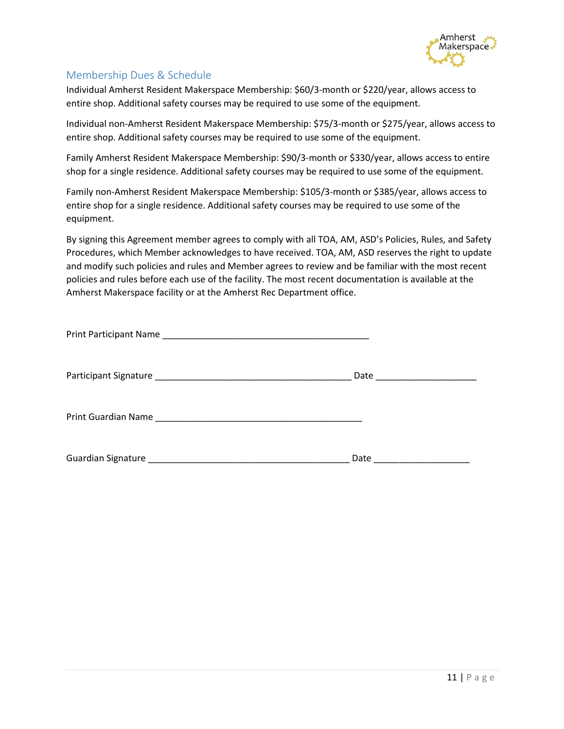## Membership Dues & Schedule

Individual Amherst Resident Makerspace Membership: $60/3-month or $220/year, allows access to entire shop. Additional safety courses may be required to use some of the equipment.

Individual non-Amherst Resident Makerspace Membership: $75/3-month or $275/year, allows access to entire shop. Additional safety courses may be required to use some of the equipment.

Family Amherst Resident Makerspace Membership: $90/3-month or $330/year, allows access to entire shop for a single residence. Additional safety courses may be required to use some of the equipment.

Family non-Amherst Resident Makerspace Membership: $105/3-month or $385/year, allows access to entire shop for a single residence. Additional safety courses may be required to use some of the equipment.

By signing this Agreement member agrees to comply with all TOA, AM, ASD's Policies, Rules, and Safety Procedures, which Member acknowledges to have received. TOA, AM, ASD reserves the right to update and modify such policies and rules and Member agrees to review and be familiar with the most recent policies and rules before each use of the facility. The most recent documentation is available at the Amherst Makerspace facility or at the Amherst Rec Department office.

Print Participant Name ___________________________________________

Participant Signature _________________________________________ Date ____________________

Print Guardian Name ___________________________________________

Guardian Signature ___________________________________________ Date ___________________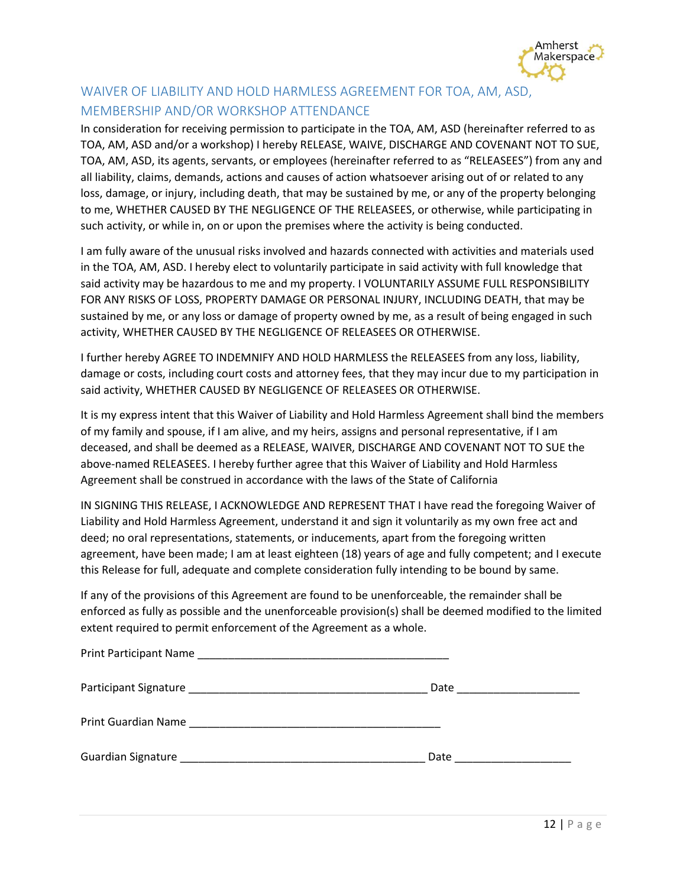## WAIVER OF LIABILITY AND HOLD HARMLESS AGREEMENT FOR TOA, AM, ASD, MEMBERSHIP AND/OR WORKSHOP ATTENDANCE

In consideration for receiving permission to participate in the TOA, AM, ASD (hereinafter referred to as TOA, AM, ASD and/or a workshop) I hereby RELEASE, WAIVE, DISCHARGE AND COVENANT NOT TO SUE, TOA, AM, ASD, its agents, servants, or employees (hereinafter referred to as "RELEASEES") from any and all liability, claims, demands, actions and causes of action whatsoever arising out of or related to any loss, damage, or injury, including death, that may be sustained by me, or any of the property belonging to me, WHETHER CAUSED BY THE NEGLIGENCE OF THE RELEASEES, or otherwise, while participating in such activity, or while in, on or upon the premises where the activity is being conducted.

I am fully aware of the unusual risks involved and hazards connected with activities and materials used in the TOA, AM, ASD. I hereby elect to voluntarily participate in said activity with full knowledge that said activity may be hazardous to me and my property. I VOLUNTARILY ASSUME FULL RESPONSIBILITY FOR ANY RISKS OF LOSS, PROPERTY DAMAGE OR PERSONAL INJURY, INCLUDING DEATH, that may be sustained by me, or any loss or damage of property owned by me, as a result of being engaged in such activity, WHETHER CAUSED BY THE NEGLIGENCE OF RELEASEES OR OTHERWISE.

I further hereby AGREE TO INDEMNIFY AND HOLD HARMLESS the RELEASEES from any loss, liability, damage or costs, including court costs and attorney fees, that they may incur due to my participation in said activity, WHETHER CAUSED BY NEGLIGENCE OF RELEASEES OR OTHERWISE.

It is my express intent that this Waiver of Liability and Hold Harmless Agreement shall bind the members of my family and spouse, if I am alive, and my heirs, assigns and personal representative, if I am deceased, and shall be deemed as a RELEASE, WAIVER, DISCHARGE AND COVENANT NOT TO SUE the above-named RELEASEES. I hereby further agree that this Waiver of Liability and Hold Harmless Agreement shall be construed in accordance with the laws of the State of California

IN SIGNING THIS RELEASE, I ACKNOWLEDGE AND REPRESENT THAT I have read the foregoing Waiver of Liability and Hold Harmless Agreement, understand it and sign it voluntarily as my own free act and deed; no oral representations, statements, or inducements, apart from the foregoing written agreement, have been made; I am at least eighteen (18) years of age and fully competent; and I execute this Release for full, adequate and complete consideration fully intending to be bound by same.

If any of the provisions of this Agreement are found to be unenforceable, the remainder shall be enforced as fully as possible and the unenforceable provision(s) shall be deemed modified to the limited extent required to permit enforcement of the Agreement as a whole.

Print Participant Name ________________________________________

Participant Signature ______________________________________ Date ___________________

Print Guardian Name ________________________________________

Guardian Signature ________________________________________ Date ___________________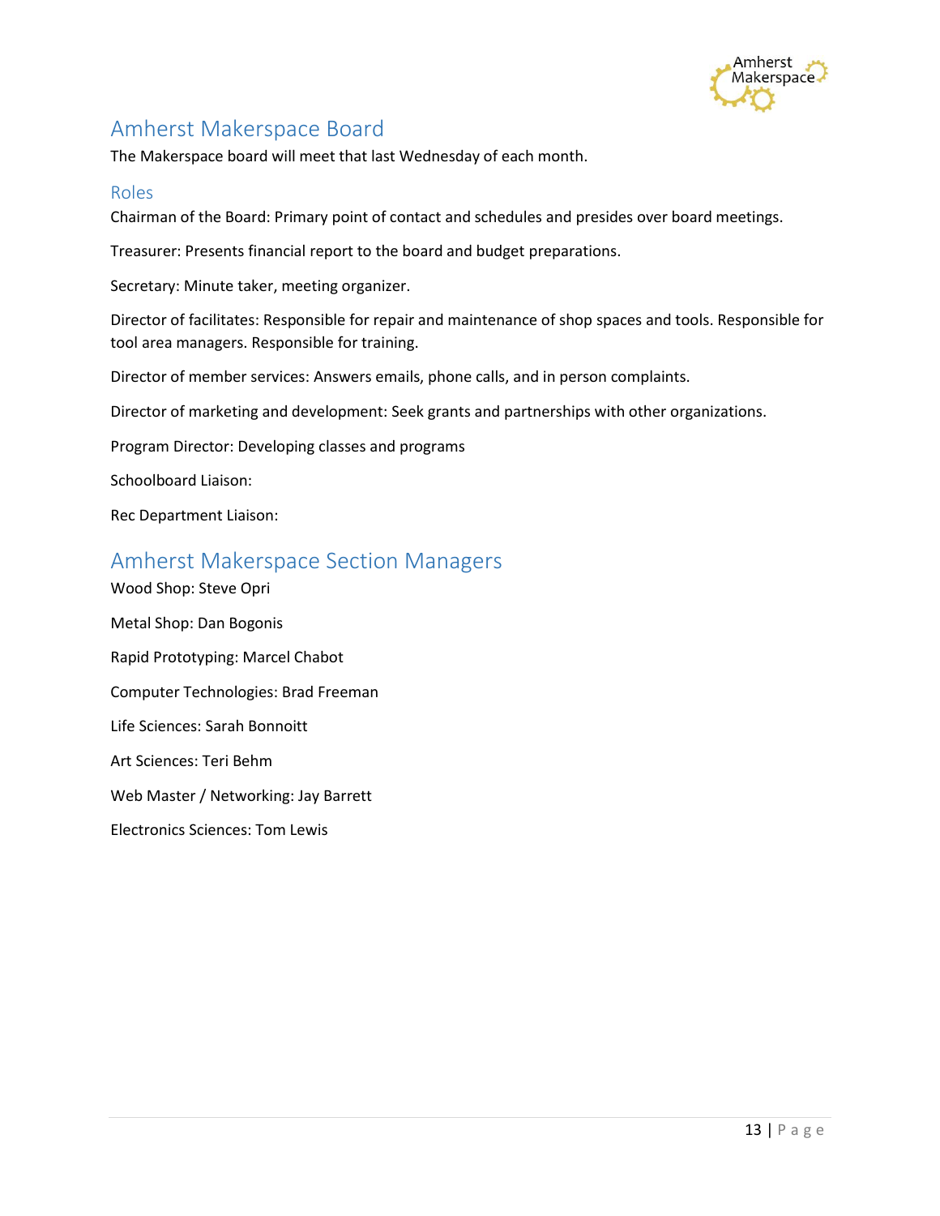## Amherst Makerspace Board

The Makerspace board will meet that last Wednesday of each month.

### Roles

Chairman of the Board: Primary point of contact and schedules and presides over board meetings.

Treasurer: Presents financial report to the board and budget preparations.

Secretary: Minute taker, meeting organizer.

Director of facilitates: Responsible for repair and maintenance of shop spaces and tools. Responsible for tool area managers. Responsible for training.

Director of member services: Answers emails, phone calls, and in person complaints.

Director of marketing and development: Seek grants and partnerships with other organizations.

Program Director: Developing classes and programs

Schoolboard Liaison:

Rec Department Liaison:

## Amherst Makerspace Section Managers

Wood Shop: Steve Opri

Metal Shop: Dan Bogonis

Rapid Prototyping: Marcel Chabot

Computer Technologies: Brad Freeman

Life Sciences: Sarah Bonnoitt

Art Sciences: Teri Behm

Web Master / Networking: Jay Barrett

Electronics Sciences: Tom Lewis